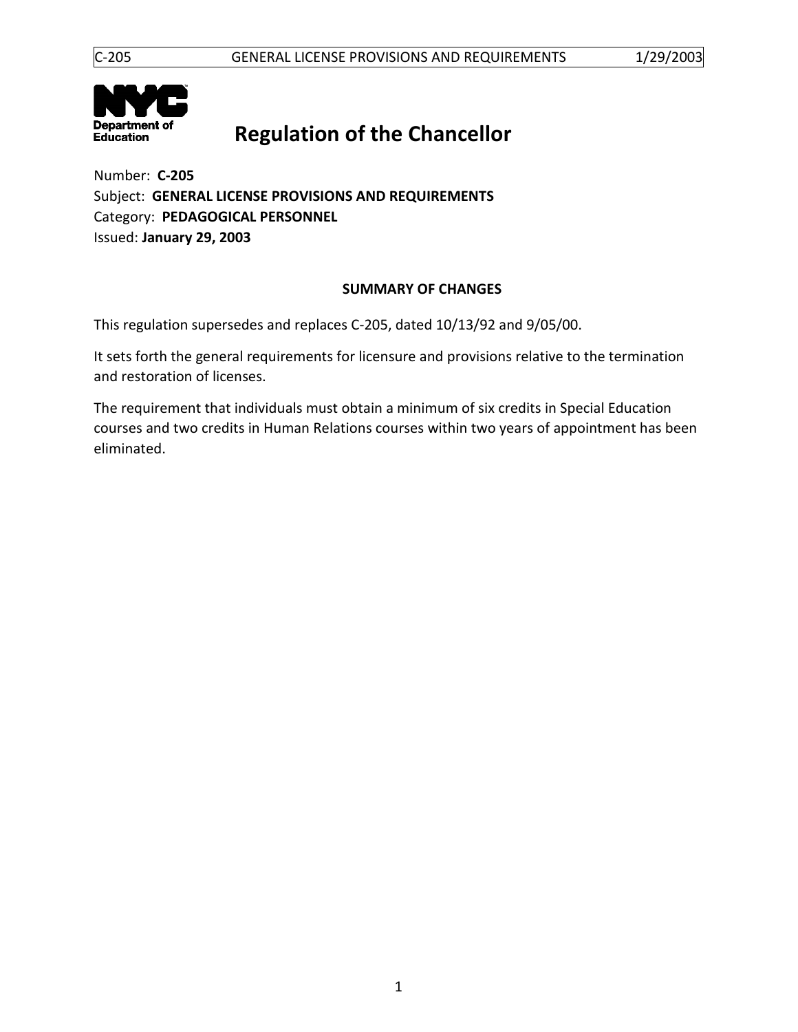# Regulation of the Chancellor

Number: **C-205**
Subject: **GENERAL LICENSE PROVISIONS AND REQUIREMENTS**
Category: **PEDAGOGICAL PERSONNEL**
Issued: **January 29, 2003**

## SUMMARY OF CHANGES

This regulation supersedes and replaces C-205, dated 10/13/92 and 9/05/00.

It sets forth the general requirements for licensure and provisions relative to the termination and restoration of licenses.

The requirement that individuals must obtain a minimum of six credits in Special Education courses and two credits in Human Relations courses within two years of appointment has been eliminated.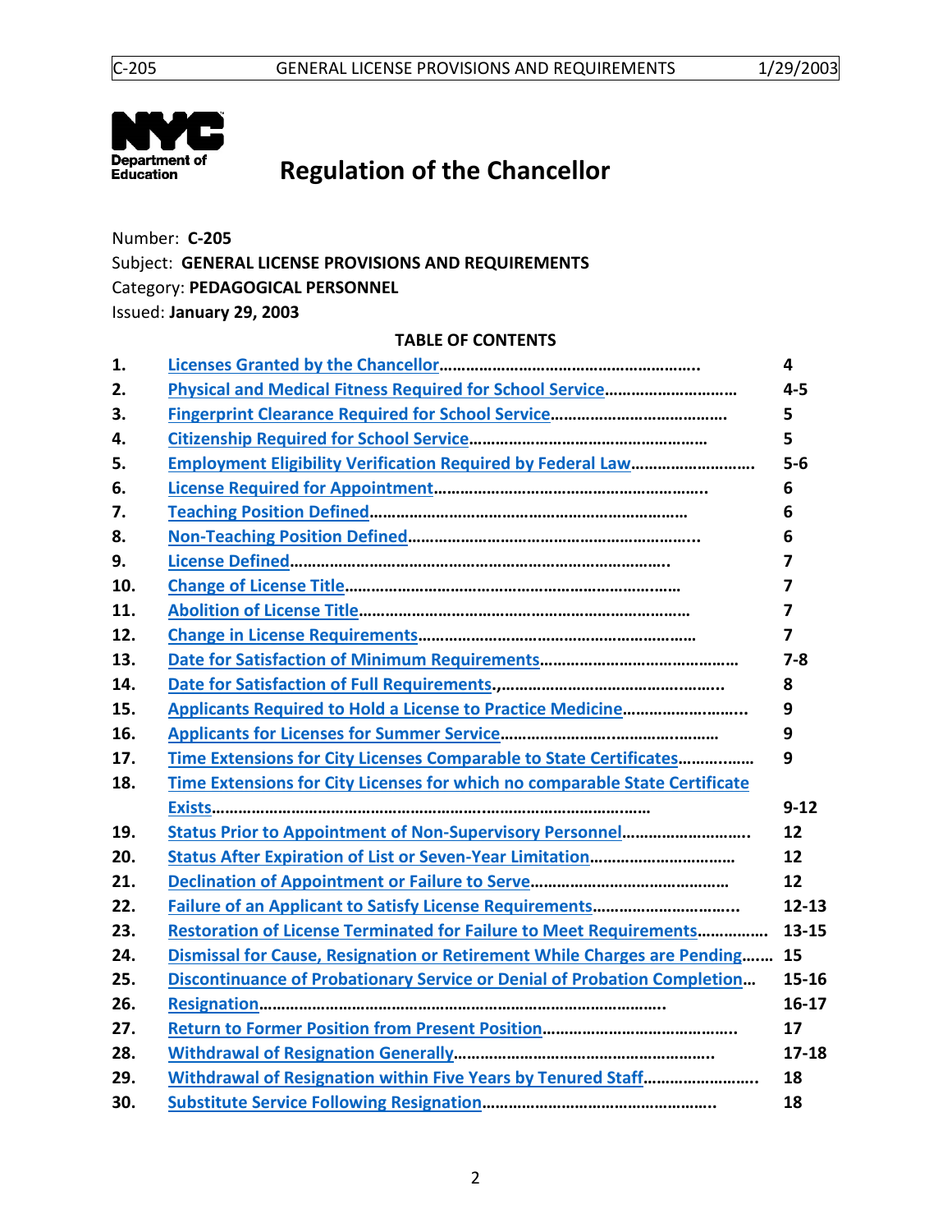# Regulation of the Chancellor

Number: **C-205**
Subject: **GENERAL LICENSE PROVISIONS AND REQUIREMENTS**
Category: **PEDAGOGICAL PERSONNEL**
Issued: **January 29, 2003**

**TABLE OF CONTENTS**

| | | |
|---|---|---|
| 1. | Licenses Granted by the Chancellor | 4 |
| 2. | Physical and Medical Fitness Required for School Service | 4-5 |
| 3. | Fingerprint Clearance Required for School Service | 5 |
| 4. | Citizenship Required for School Service | 5 |
| 5. | Employment Eligibility Verification Required by Federal Law | 5-6 |
| 6. | License Required for Appointment | 6 |
| 7. | Teaching Position Defined | 6 |
| 8. | Non-Teaching Position Defined | 6 |
| 9. | License Defined | 7 |
| 10. | Change of License Title | 7 |
| 11. | Abolition of License Title | 7 |
| 12. | Change in License Requirements | 7 |
| 13. | Date for Satisfaction of Minimum Requirements | 7-8 |
| 14. | Date for Satisfaction of Full Requirements | 8 |
| 15. | Applicants Required to Hold a License to Practice Medicine | 9 |
| 16. | Applicants for Licenses for Summer Service | 9 |
| 17. | Time Extensions for City Licenses Comparable to State Certificates | 9 |
| 18. | Time Extensions for City Licenses for which no comparable State Certificate Exists | 9-12 |
| 19. | Status Prior to Appointment of Non-Supervisory Personnel | 12 |
| 20. | Status After Expiration of List or Seven-Year Limitation | 12 |
| 21. | Declination of Appointment or Failure to Serve | 12 |
| 22. | Failure of an Applicant to Satisfy License Requirements | 12-13 |
| 23. | Restoration of License Terminated for Failure to Meet Requirements | 13-15 |
| 24. | Dismissal for Cause, Resignation or Retirement While Charges are Pending | 15 |
| 25. | Discontinuance of Probationary Service or Denial of Probation Completion | 15-16 |
| 26. | Resignation | 16-17 |
| 27. | Return to Former Position from Present Position | 17 |
| 28. | Withdrawal of Resignation Generally | 17-18 |
| 29. | Withdrawal of Resignation within Five Years by Tenured Staff | 18 |
| 30. | Substitute Service Following Resignation | 18 |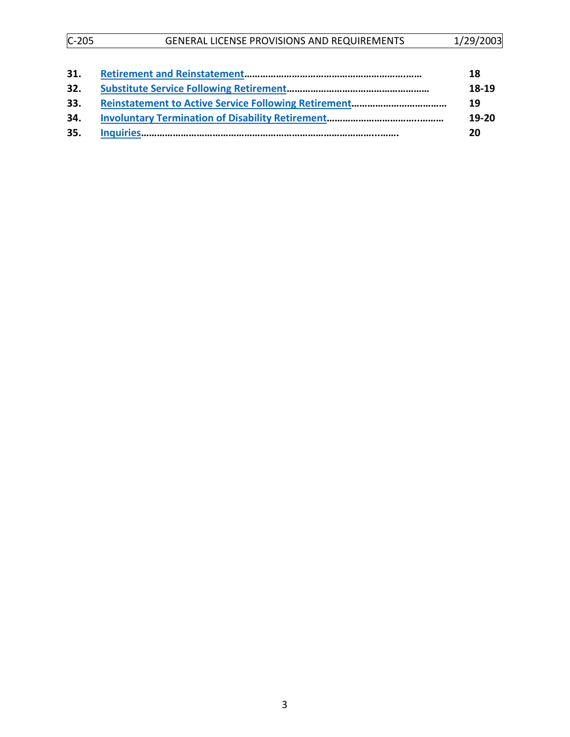| | | |
|---|---|---|
| **31.** | **Retirement and Reinstatement** | **18** |
| **32.** | **Substitute Service Following Retirement** | **18-19** |
| **33.** | **Reinstatement to Active Service Following Retirement** | **19** |
| **34.** | **Involuntary Termination of Disability Retirement** | **19-20** |
| **35.** | **Inquiries** | **20** |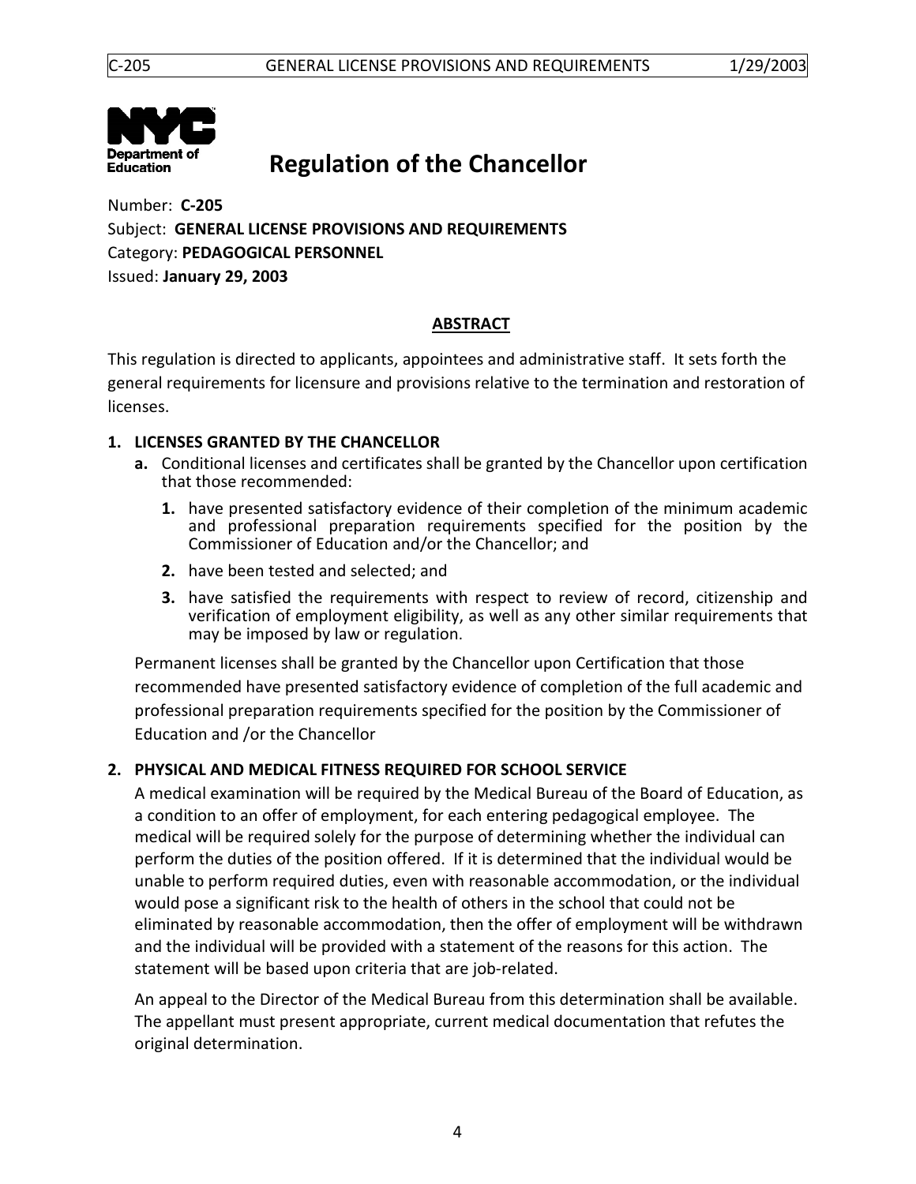# Regulation of the Chancellor

Number: **C-205**
Subject: **GENERAL LICENSE PROVISIONS AND REQUIREMENTS**
Category: **PEDAGOGICAL PERSONNEL**
Issued: **January 29, 2003**

## ABSTRACT

This regulation is directed to applicants, appointees and administrative staff. It sets forth the general requirements for licensure and provisions relative to the termination and restoration of licenses.

### 1. LICENSES GRANTED BY THE CHANCELLOR

**a.** Conditional licenses and certificates shall be granted by the Chancellor upon certification that those recommended:

**1.** have presented satisfactory evidence of their completion of the minimum academic and professional preparation requirements specified for the position by the Commissioner of Education and/or the Chancellor; and

**2.** have been tested and selected; and

**3.** have satisfied the requirements with respect to review of record, citizenship and verification of employment eligibility, as well as any other similar requirements that may be imposed by law or regulation.

Permanent licenses shall be granted by the Chancellor upon Certification that those recommended have presented satisfactory evidence of completion of the full academic and professional preparation requirements specified for the position by the Commissioner of Education and /or the Chancellor

### 2. PHYSICAL AND MEDICAL FITNESS REQUIRED FOR SCHOOL SERVICE

A medical examination will be required by the Medical Bureau of the Board of Education, as a condition to an offer of employment, for each entering pedagogical employee. The medical will be required solely for the purpose of determining whether the individual can perform the duties of the position offered. If it is determined that the individual would be unable to perform required duties, even with reasonable accommodation, or the individual would pose a significant risk to the health of others in the school that could not be eliminated by reasonable accommodation, then the offer of employment will be withdrawn and the individual will be provided with a statement of the reasons for this action. The statement will be based upon criteria that are job-related.

An appeal to the Director of the Medical Bureau from this determination shall be available. The appellant must present appropriate, current medical documentation that refutes the original determination.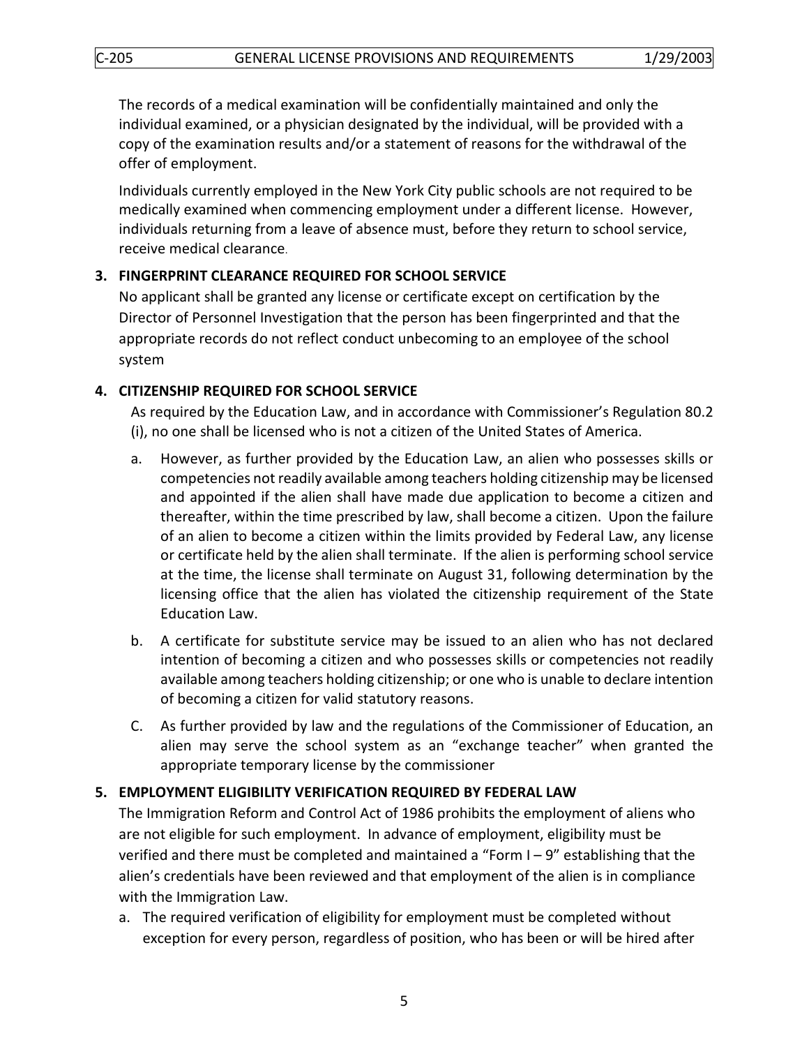The records of a medical examination will be confidentially maintained and only the individual examined, or a physician designated by the individual, will be provided with a copy of the examination results and/or a statement of reasons for the withdrawal of the offer of employment.

Individuals currently employed in the New York City public schools are not required to be medically examined when commencing employment under a different license. However, individuals returning from a leave of absence must, before they return to school service, receive medical clearance.

### 3. FINGERPRINT CLEARANCE REQUIRED FOR SCHOOL SERVICE

No applicant shall be granted any license or certificate except on certification by the Director of Personnel Investigation that the person has been fingerprinted and that the appropriate records do not reflect conduct unbecoming to an employee of the school system

### 4. CITIZENSHIP REQUIRED FOR SCHOOL SERVICE

As required by the Education Law, and in accordance with Commissioner's Regulation 80.2 (i), no one shall be licensed who is not a citizen of the United States of America.

a. However, as further provided by the Education Law, an alien who possesses skills or competencies not readily available among teachers holding citizenship may be licensed and appointed if the alien shall have made due application to become a citizen and thereafter, within the time prescribed by law, shall become a citizen. Upon the failure of an alien to become a citizen within the limits provided by Federal Law, any license or certificate held by the alien shall terminate. If the alien is performing school service at the time, the license shall terminate on August 31, following determination by the licensing office that the alien has violated the citizenship requirement of the State Education Law.

b. A certificate for substitute service may be issued to an alien who has not declared intention of becoming a citizen and who possesses skills or competencies not readily available among teachers holding citizenship; or one who is unable to declare intention of becoming a citizen for valid statutory reasons.

C. As further provided by law and the regulations of the Commissioner of Education, an alien may serve the school system as an "exchange teacher" when granted the appropriate temporary license by the commissioner

### 5. EMPLOYMENT ELIGIBILITY VERIFICATION REQUIRED BY FEDERAL LAW

The Immigration Reform and Control Act of 1986 prohibits the employment of aliens who are not eligible for such employment. In advance of employment, eligibility must be verified and there must be completed and maintained a "Form I – 9" establishing that the alien's credentials have been reviewed and that employment of the alien is in compliance with the Immigration Law.

a. The required verification of eligibility for employment must be completed without exception for every person, regardless of position, who has been or will be hired after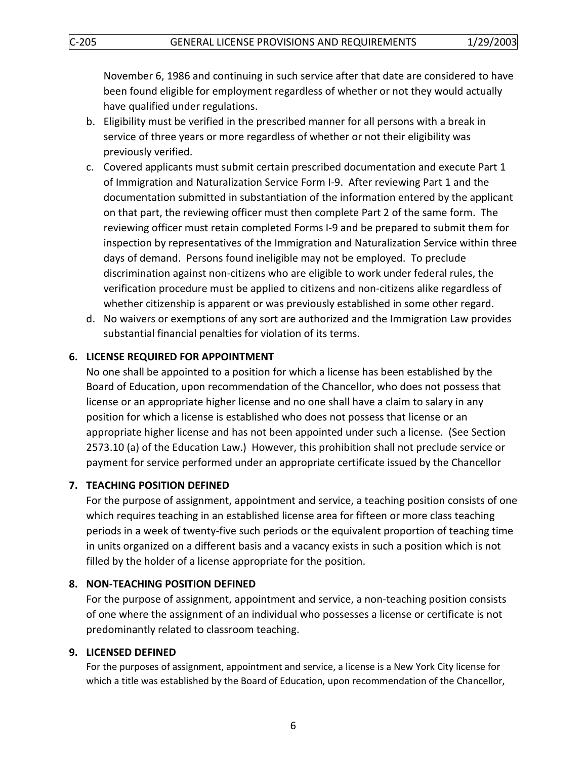November 6, 1986 and continuing in such service after that date are considered to have been found eligible for employment regardless of whether or not they would actually have qualified under regulations.

b. Eligibility must be verified in the prescribed manner for all persons with a break in service of three years or more regardless of whether or not their eligibility was previously verified.
c. Covered applicants must submit certain prescribed documentation and execute Part 1 of Immigration and Naturalization Service Form I-9. After reviewing Part 1 and the documentation submitted in substantiation of the information entered by the applicant on that part, the reviewing officer must then complete Part 2 of the same form. The reviewing officer must retain completed Forms I-9 and be prepared to submit them for inspection by representatives of the Immigration and Naturalization Service within three days of demand. Persons found ineligible may not be employed. To preclude discrimination against non-citizens who are eligible to work under federal rules, the verification procedure must be applied to citizens and non-citizens alike regardless of whether citizenship is apparent or was previously established in some other regard.
d. No waivers or exemptions of any sort are authorized and the Immigration Law provides substantial financial penalties for violation of its terms.

### 6. LICENSE REQUIRED FOR APPOINTMENT

No one shall be appointed to a position for which a license has been established by the Board of Education, upon recommendation of the Chancellor, who does not possess that license or an appropriate higher license and no one shall have a claim to salary in any position for which a license is established who does not possess that license or an appropriate higher license and has not been appointed under such a license. (See Section 2573.10 (a) of the Education Law.) However, this prohibition shall not preclude service or payment for service performed under an appropriate certificate issued by the Chancellor

### 7. TEACHING POSITION DEFINED

For the purpose of assignment, appointment and service, a teaching position consists of one which requires teaching in an established license area for fifteen or more class teaching periods in a week of twenty-five such periods or the equivalent proportion of teaching time in units organized on a different basis and a vacancy exists in such a position which is not filled by the holder of a license appropriate for the position.

### 8. NON-TEACHING POSITION DEFINED

For the purpose of assignment, appointment and service, a non-teaching position consists of one where the assignment of an individual who possesses a license or certificate is not predominantly related to classroom teaching.

### 9. LICENSED DEFINED

For the purposes of assignment, appointment and service, a license is a New York City license for which a title was established by the Board of Education, upon recommendation of the Chancellor,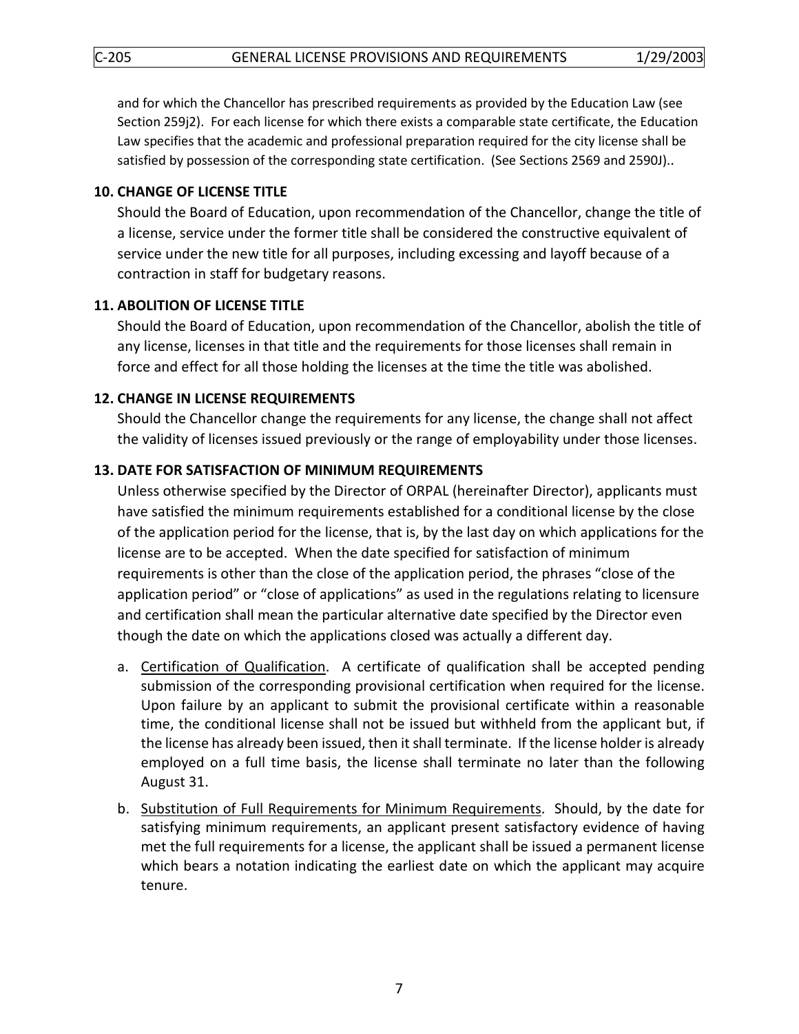and for which the Chancellor has prescribed requirements as provided by the Education Law (see Section 259j2). For each license for which there exists a comparable state certificate, the Education Law specifies that the academic and professional preparation required for the city license shall be satisfied by possession of the corresponding state certification. (See Sections 2569 and 2590J)..

**10. CHANGE OF LICENSE TITLE**

Should the Board of Education, upon recommendation of the Chancellor, change the title of a license, service under the former title shall be considered the constructive equivalent of service under the new title for all purposes, including excessing and layoff because of a contraction in staff for budgetary reasons.

**11. ABOLITION OF LICENSE TITLE**

Should the Board of Education, upon recommendation of the Chancellor, abolish the title of any license, licenses in that title and the requirements for those licenses shall remain in force and effect for all those holding the licenses at the time the title was abolished.

**12. CHANGE IN LICENSE REQUIREMENTS**

Should the Chancellor change the requirements for any license, the change shall not affect the validity of licenses issued previously or the range of employability under those licenses.

**13. DATE FOR SATISFACTION OF MINIMUM REQUIREMENTS**

Unless otherwise specified by the Director of ORPAL (hereinafter Director), applicants must have satisfied the minimum requirements established for a conditional license by the close of the application period for the license, that is, by the last day on which applications for the license are to be accepted. When the date specified for satisfaction of minimum requirements is other than the close of the application period, the phrases "close of the application period" or "close of applications" as used in the regulations relating to licensure and certification shall mean the particular alternative date specified by the Director even though the date on which the applications closed was actually a different day.

a. Certification of Qualification. A certificate of qualification shall be accepted pending submission of the corresponding provisional certification when required for the license. Upon failure by an applicant to submit the provisional certificate within a reasonable time, the conditional license shall not be issued but withheld from the applicant but, if the license has already been issued, then it shall terminate. If the license holder is already employed on a full time basis, the license shall terminate no later than the following August 31.

b. Substitution of Full Requirements for Minimum Requirements. Should, by the date for satisfying minimum requirements, an applicant present satisfactory evidence of having met the full requirements for a license, the applicant shall be issued a permanent license which bears a notation indicating the earliest date on which the applicant may acquire tenure.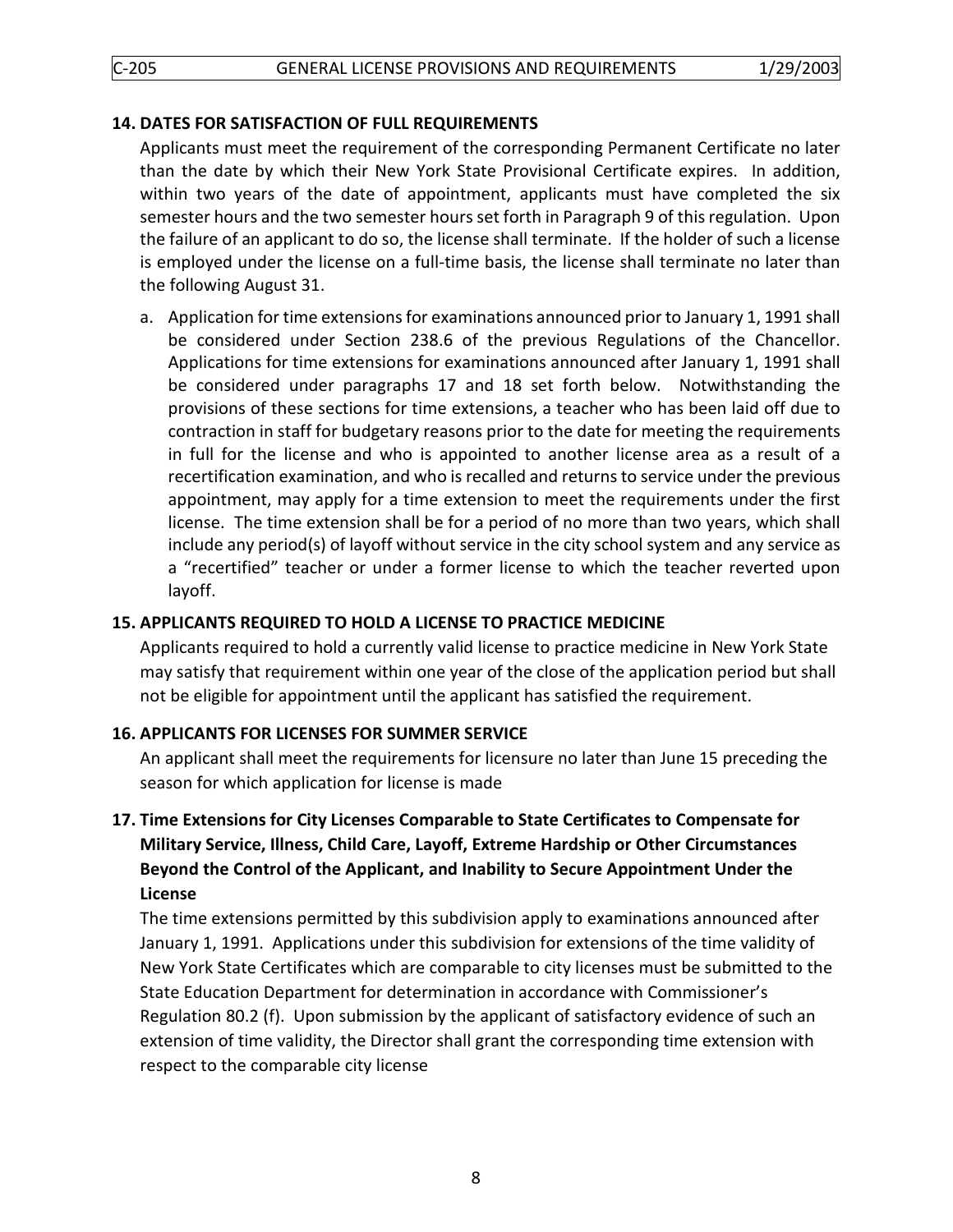**14. DATES FOR SATISFACTION OF FULL REQUIREMENTS**

Applicants must meet the requirement of the corresponding Permanent Certificate no later than the date by which their New York State Provisional Certificate expires. In addition, within two years of the date of appointment, applicants must have completed the six semester hours and the two semester hours set forth in Paragraph 9 of this regulation. Upon the failure of an applicant to do so, the license shall terminate. If the holder of such a license is employed under the license on a full-time basis, the license shall terminate no later than the following August 31.

a. Application for time extensions for examinations announced prior to January 1, 1991 shall be considered under Section 238.6 of the previous Regulations of the Chancellor. Applications for time extensions for examinations announced after January 1, 1991 shall be considered under paragraphs 17 and 18 set forth below. Notwithstanding the provisions of these sections for time extensions, a teacher who has been laid off due to contraction in staff for budgetary reasons prior to the date for meeting the requirements in full for the license and who is appointed to another license area as a result of a recertification examination, and who is recalled and returns to service under the previous appointment, may apply for a time extension to meet the requirements under the first license. The time extension shall be for a period of no more than two years, which shall include any period(s) of layoff without service in the city school system and any service as a "recertified" teacher or under a former license to which the teacher reverted upon layoff.

**15. APPLICANTS REQUIRED TO HOLD A LICENSE TO PRACTICE MEDICINE**

Applicants required to hold a currently valid license to practice medicine in New York State may satisfy that requirement within one year of the close of the application period but shall not be eligible for appointment until the applicant has satisfied the requirement.

**16. APPLICANTS FOR LICENSES FOR SUMMER SERVICE**

An applicant shall meet the requirements for licensure no later than June 15 preceding the season for which application for license is made

**17. Time Extensions for City Licenses Comparable to State Certificates to Compensate for Military Service, Illness, Child Care, Layoff, Extreme Hardship or Other Circumstances Beyond the Control of the Applicant, and Inability to Secure Appointment Under the License**

The time extensions permitted by this subdivision apply to examinations announced after January 1, 1991. Applications under this subdivision for extensions of the time validity of New York State Certificates which are comparable to city licenses must be submitted to the State Education Department for determination in accordance with Commissioner's Regulation 80.2 (f). Upon submission by the applicant of satisfactory evidence of such an extension of time validity, the Director shall grant the corresponding time extension with respect to the comparable city license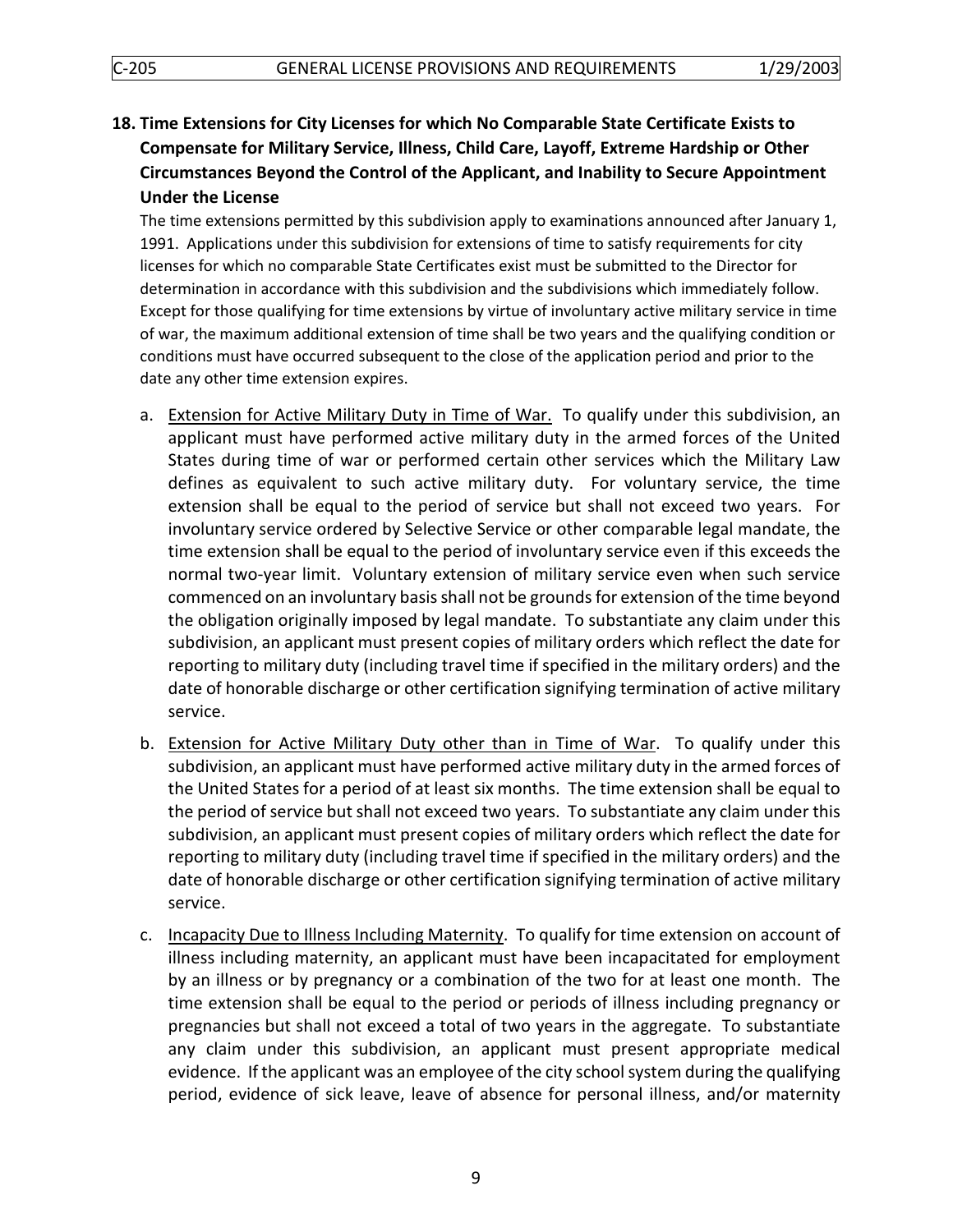## 18. Time Extensions for City Licenses for which No Comparable State Certificate Exists to Compensate for Military Service, Illness, Child Care, Layoff, Extreme Hardship or Other Circumstances Beyond the Control of the Applicant, and Inability to Secure Appointment Under the License

The time extensions permitted by this subdivision apply to examinations announced after January 1, 1991. Applications under this subdivision for extensions of time to satisfy requirements for city licenses for which no comparable State Certificates exist must be submitted to the Director for determination in accordance with this subdivision and the subdivisions which immediately follow. Except for those qualifying for time extensions by virtue of involuntary active military service in time of war, the maximum additional extension of time shall be two years and the qualifying condition or conditions must have occurred subsequent to the close of the application period and prior to the date any other time extension expires.

a. Extension for Active Military Duty in Time of War. To qualify under this subdivision, an applicant must have performed active military duty in the armed forces of the United States during time of war or performed certain other services which the Military Law defines as equivalent to such active military duty. For voluntary service, the time extension shall be equal to the period of service but shall not exceed two years. For involuntary service ordered by Selective Service or other comparable legal mandate, the time extension shall be equal to the period of involuntary service even if this exceeds the normal two-year limit. Voluntary extension of military service even when such service commenced on an involuntary basis shall not be grounds for extension of the time beyond the obligation originally imposed by legal mandate. To substantiate any claim under this subdivision, an applicant must present copies of military orders which reflect the date for reporting to military duty (including travel time if specified in the military orders) and the date of honorable discharge or other certification signifying termination of active military service.

b. Extension for Active Military Duty other than in Time of War. To qualify under this subdivision, an applicant must have performed active military duty in the armed forces of the United States for a period of at least six months. The time extension shall be equal to the period of service but shall not exceed two years. To substantiate any claim under this subdivision, an applicant must present copies of military orders which reflect the date for reporting to military duty (including travel time if specified in the military orders) and the date of honorable discharge or other certification signifying termination of active military service.

c. Incapacity Due to Illness Including Maternity. To qualify for time extension on account of illness including maternity, an applicant must have been incapacitated for employment by an illness or by pregnancy or a combination of the two for at least one month. The time extension shall be equal to the period or periods of illness including pregnancy or pregnancies but shall not exceed a total of two years in the aggregate. To substantiate any claim under this subdivision, an applicant must present appropriate medical evidence. If the applicant was an employee of the city school system during the qualifying period, evidence of sick leave, leave of absence for personal illness, and/or maternity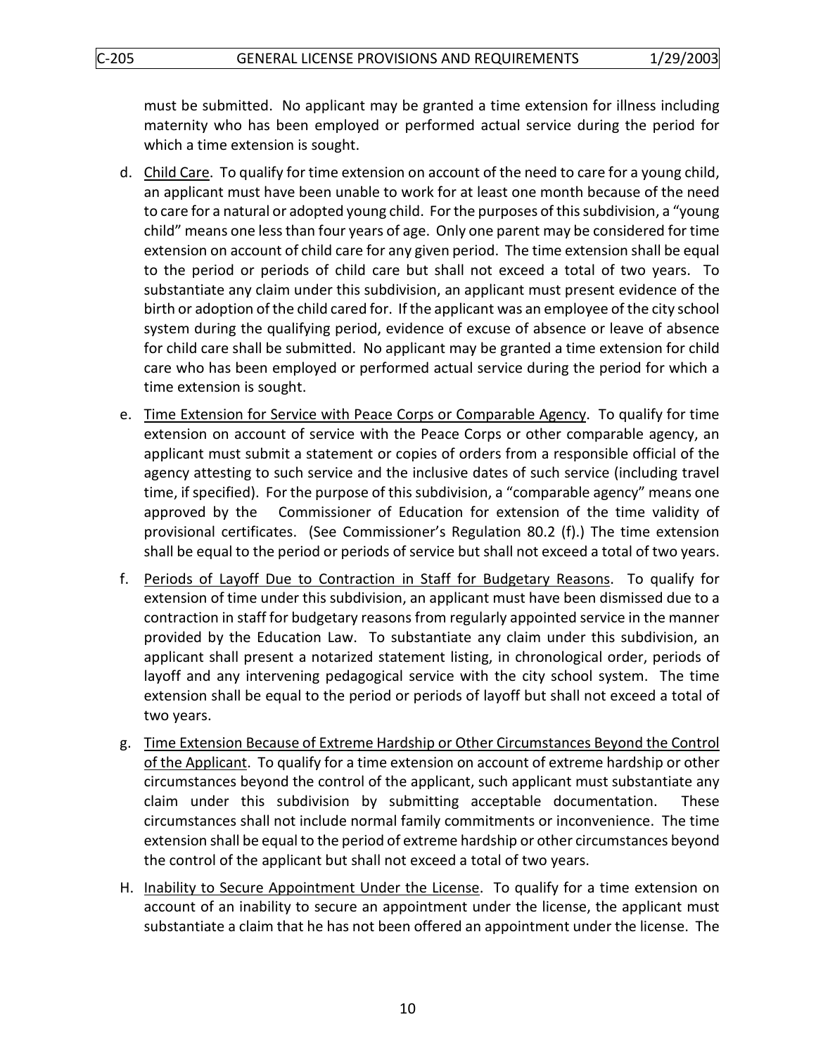must be submitted. No applicant may be granted a time extension for illness including maternity who has been employed or performed actual service during the period for which a time extension is sought.

d. <u>Child Care</u>. To qualify for time extension on account of the need to care for a young child, an applicant must have been unable to work for at least one month because of the need to care for a natural or adopted young child. For the purposes of this subdivision, a "young child" means one less than four years of age. Only one parent may be considered for time extension on account of child care for any given period. The time extension shall be equal to the period or periods of child care but shall not exceed a total of two years. To substantiate any claim under this subdivision, an applicant must present evidence of the birth or adoption of the child cared for. If the applicant was an employee of the city school system during the qualifying period, evidence of excuse of absence or leave of absence for child care shall be submitted. No applicant may be granted a time extension for child care who has been employed or performed actual service during the period for which a time extension is sought.

e. <u>Time Extension for Service with Peace Corps or Comparable Agency</u>. To qualify for time extension on account of service with the Peace Corps or other comparable agency, an applicant must submit a statement or copies of orders from a responsible official of the agency attesting to such service and the inclusive dates of such service (including travel time, if specified). For the purpose of this subdivision, a "comparable agency" means one approved by the Commissioner of Education for extension of the time validity of provisional certificates. (See Commissioner's Regulation 80.2 (f).) The time extension shall be equal to the period or periods of service but shall not exceed a total of two years.

f. <u>Periods of Layoff Due to Contraction in Staff for Budgetary Reasons</u>. To qualify for extension of time under this subdivision, an applicant must have been dismissed due to a contraction in staff for budgetary reasons from regularly appointed service in the manner provided by the Education Law. To substantiate any claim under this subdivision, an applicant shall present a notarized statement listing, in chronological order, periods of layoff and any intervening pedagogical service with the city school system. The time extension shall be equal to the period or periods of layoff but shall not exceed a total of two years.

g. <u>Time Extension Because of Extreme Hardship or Other Circumstances Beyond the Control of the Applicant</u>. To qualify for a time extension on account of extreme hardship or other circumstances beyond the control of the applicant, such applicant must substantiate any claim under this subdivision by submitting acceptable documentation. These circumstances shall not include normal family commitments or inconvenience. The time extension shall be equal to the period of extreme hardship or other circumstances beyond the control of the applicant but shall not exceed a total of two years.

H. <u>Inability to Secure Appointment Under the License</u>. To qualify for a time extension on account of an inability to secure an appointment under the license, the applicant must substantiate a claim that he has not been offered an appointment under the license. The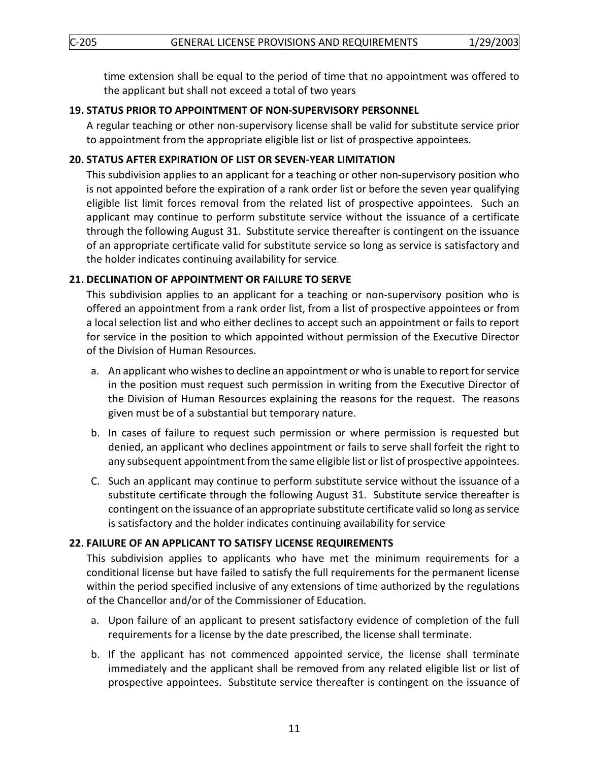time extension shall be equal to the period of time that no appointment was offered to the applicant but shall not exceed a total of two years

**19. STATUS PRIOR TO APPOINTMENT OF NON-SUPERVISORY PERSONNEL**

A regular teaching or other non-supervisory license shall be valid for substitute service prior to appointment from the appropriate eligible list or list of prospective appointees.

**20. STATUS AFTER EXPIRATION OF LIST OR SEVEN-YEAR LIMITATION**

This subdivision applies to an applicant for a teaching or other non-supervisory position who is not appointed before the expiration of a rank order list or before the seven year qualifying eligible list limit forces removal from the related list of prospective appointees. Such an applicant may continue to perform substitute service without the issuance of a certificate through the following August 31. Substitute service thereafter is contingent on the issuance of an appropriate certificate valid for substitute service so long as service is satisfactory and the holder indicates continuing availability for service.

**21. DECLINATION OF APPOINTMENT OR FAILURE TO SERVE**

This subdivision applies to an applicant for a teaching or non-supervisory position who is offered an appointment from a rank order list, from a list of prospective appointees or from a local selection list and who either declines to accept such an appointment or fails to report for service in the position to which appointed without permission of the Executive Director of the Division of Human Resources.

a. An applicant who wishes to decline an appointment or who is unable to report for service in the position must request such permission in writing from the Executive Director of the Division of Human Resources explaining the reasons for the request. The reasons given must be of a substantial but temporary nature.

b. In cases of failure to request such permission or where permission is requested but denied, an applicant who declines appointment or fails to serve shall forfeit the right to any subsequent appointment from the same eligible list or list of prospective appointees.

C. Such an applicant may continue to perform substitute service without the issuance of a substitute certificate through the following August 31. Substitute service thereafter is contingent on the issuance of an appropriate substitute certificate valid so long as service is satisfactory and the holder indicates continuing availability for service

**22. FAILURE OF AN APPLICANT TO SATISFY LICENSE REQUIREMENTS**

This subdivision applies to applicants who have met the minimum requirements for a conditional license but have failed to satisfy the full requirements for the permanent license within the period specified inclusive of any extensions of time authorized by the regulations of the Chancellor and/or of the Commissioner of Education.

a. Upon failure of an applicant to present satisfactory evidence of completion of the full requirements for a license by the date prescribed, the license shall terminate.

b. If the applicant has not commenced appointed service, the license shall terminate immediately and the applicant shall be removed from any related eligible list or list of prospective appointees. Substitute service thereafter is contingent on the issuance of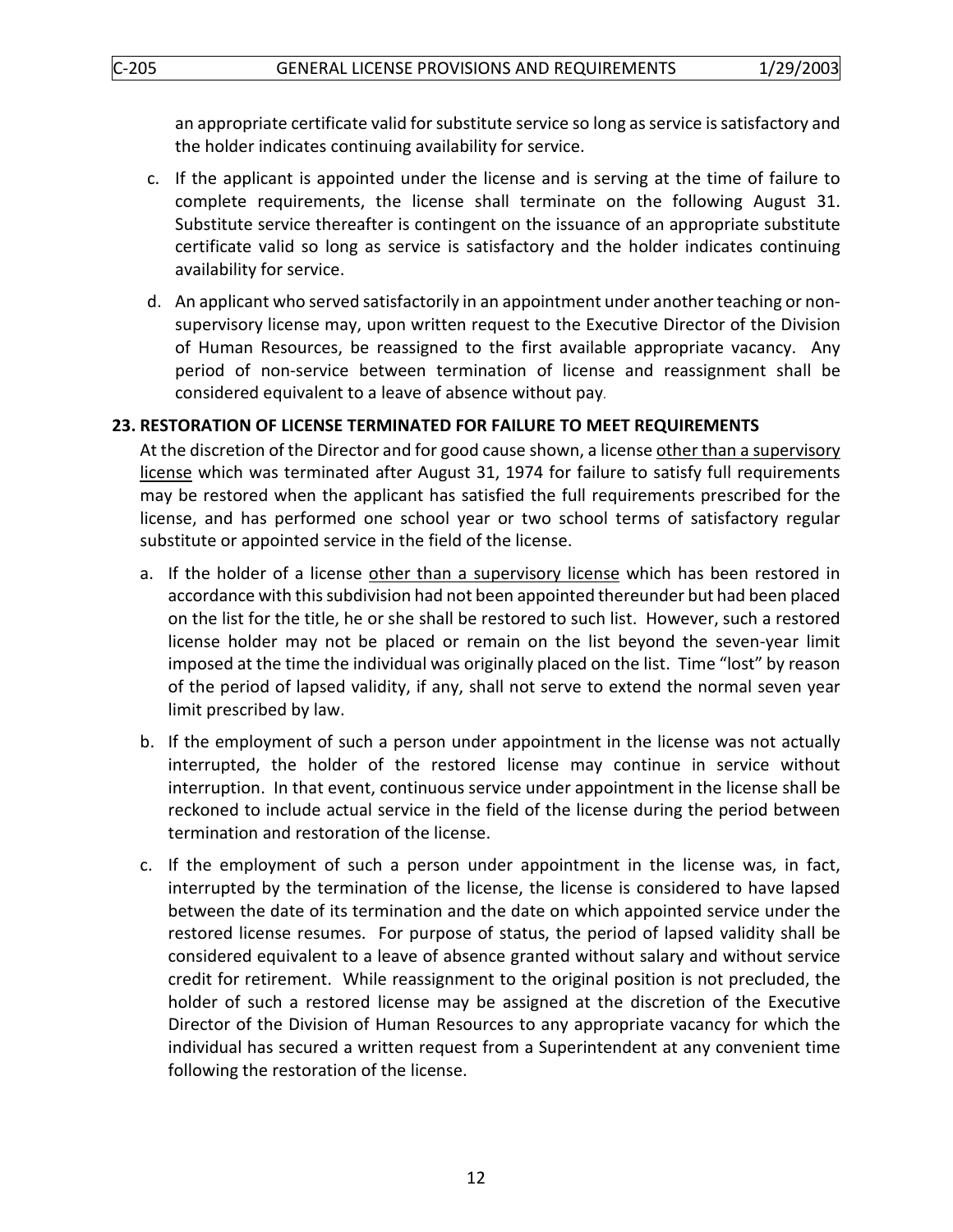an appropriate certificate valid for substitute service so long as service is satisfactory and the holder indicates continuing availability for service.

c. If the applicant is appointed under the license and is serving at the time of failure to complete requirements, the license shall terminate on the following August 31. Substitute service thereafter is contingent on the issuance of an appropriate substitute certificate valid so long as service is satisfactory and the holder indicates continuing availability for service.

d. An applicant who served satisfactorily in an appointment under another teaching or non-supervisory license may, upon written request to the Executive Director of the Division of Human Resources, be reassigned to the first available appropriate vacancy. Any period of non-service between termination of license and reassignment shall be considered equivalent to a leave of absence without pay.

### 23. RESTORATION OF LICENSE TERMINATED FOR FAILURE TO MEET REQUIREMENTS

At the discretion of the Director and for good cause shown, a license <u>other than a supervisory license</u> which was terminated after August 31, 1974 for failure to satisfy full requirements may be restored when the applicant has satisfied the full requirements prescribed for the license, and has performed one school year or two school terms of satisfactory regular substitute or appointed service in the field of the license.

a. If the holder of a license <u>other than a supervisory license</u> which has been restored in accordance with this subdivision had not been appointed thereunder but had been placed on the list for the title, he or she shall be restored to such list. However, such a restored license holder may not be placed or remain on the list beyond the seven-year limit imposed at the time the individual was originally placed on the list. Time "lost" by reason of the period of lapsed validity, if any, shall not serve to extend the normal seven year limit prescribed by law.

b. If the employment of such a person under appointment in the license was not actually interrupted, the holder of the restored license may continue in service without interruption. In that event, continuous service under appointment in the license shall be reckoned to include actual service in the field of the license during the period between termination and restoration of the license.

c. If the employment of such a person under appointment in the license was, in fact, interrupted by the termination of the license, the license is considered to have lapsed between the date of its termination and the date on which appointed service under the restored license resumes. For purpose of status, the period of lapsed validity shall be considered equivalent to a leave of absence granted without salary and without service credit for retirement. While reassignment to the original position is not precluded, the holder of such a restored license may be assigned at the discretion of the Executive Director of the Division of Human Resources to any appropriate vacancy for which the individual has secured a written request from a Superintendent at any convenient time following the restoration of the license.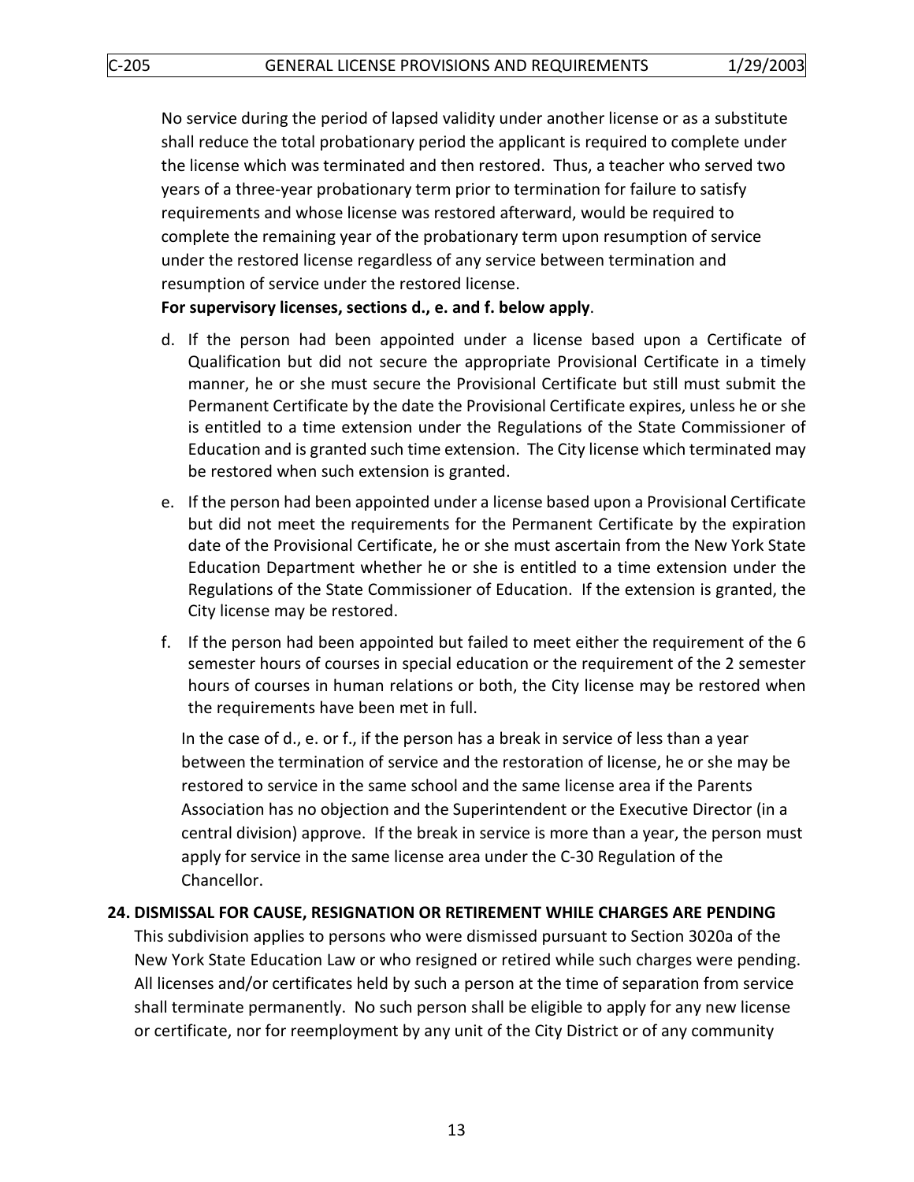No service during the period of lapsed validity under another license or as a substitute shall reduce the total probationary period the applicant is required to complete under the license which was terminated and then restored. Thus, a teacher who served two years of a three-year probationary term prior to termination for failure to satisfy requirements and whose license was restored afterward, would be required to complete the remaining year of the probationary term upon resumption of service under the restored license regardless of any service between termination and resumption of service under the restored license.

**For supervisory licenses, sections d., e. and f. below apply**.

d. If the person had been appointed under a license based upon a Certificate of Qualification but did not secure the appropriate Provisional Certificate in a timely manner, he or she must secure the Provisional Certificate but still must submit the Permanent Certificate by the date the Provisional Certificate expires, unless he or she is entitled to a time extension under the Regulations of the State Commissioner of Education and is granted such time extension. The City license which terminated may be restored when such extension is granted.

e. If the person had been appointed under a license based upon a Provisional Certificate but did not meet the requirements for the Permanent Certificate by the expiration date of the Provisional Certificate, he or she must ascertain from the New York State Education Department whether he or she is entitled to a time extension under the Regulations of the State Commissioner of Education. If the extension is granted, the City license may be restored.

f. If the person had been appointed but failed to meet either the requirement of the 6 semester hours of courses in special education or the requirement of the 2 semester hours of courses in human relations or both, the City license may be restored when the requirements have been met in full.

In the case of d., e. or f., if the person has a break in service of less than a year between the termination of service and the restoration of license, he or she may be restored to service in the same school and the same license area if the Parents Association has no objection and the Superintendent or the Executive Director (in a central division) approve. If the break in service is more than a year, the person must apply for service in the same license area under the C-30 Regulation of the Chancellor.

## 24. DISMISSAL FOR CAUSE, RESIGNATION OR RETIREMENT WHILE CHARGES ARE PENDING

This subdivision applies to persons who were dismissed pursuant to Section 3020a of the New York State Education Law or who resigned or retired while such charges were pending. All licenses and/or certificates held by such a person at the time of separation from service shall terminate permanently. No such person shall be eligible to apply for any new license or certificate, nor for reemployment by any unit of the City District or of any community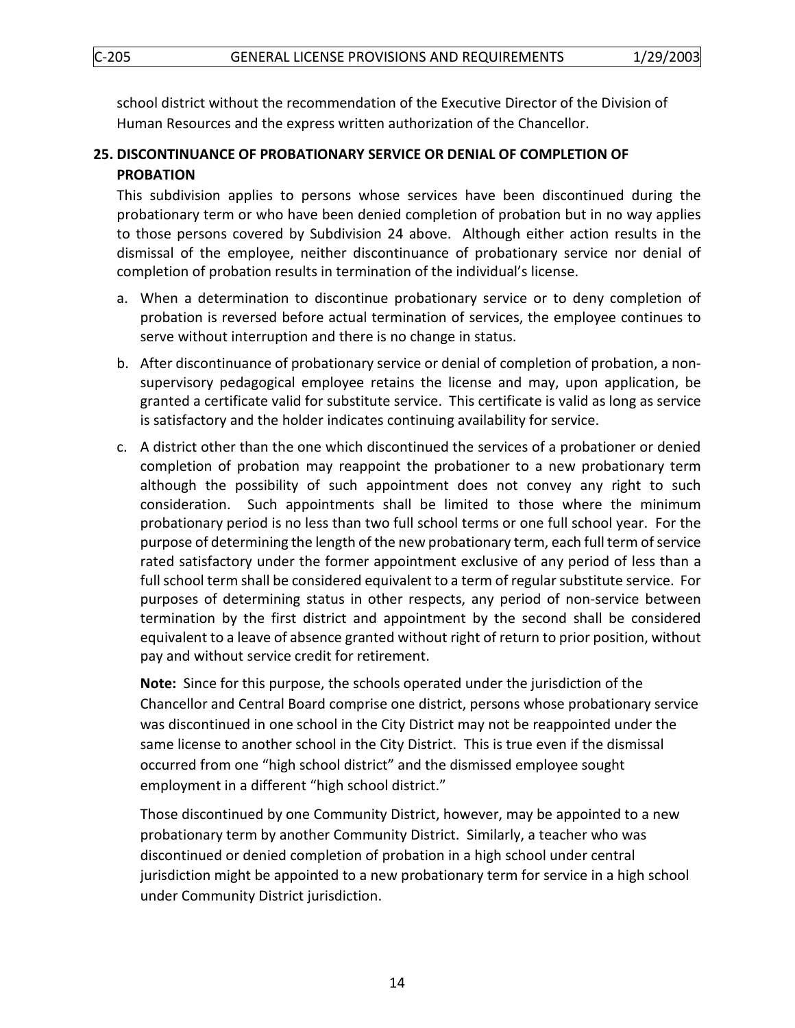school district without the recommendation of the Executive Director of the Division of Human Resources and the express written authorization of the Chancellor.

## 25. DISCONTINUANCE OF PROBATIONARY SERVICE OR DENIAL OF COMPLETION OF PROBATION

This subdivision applies to persons whose services have been discontinued during the probationary term or who have been denied completion of probation but in no way applies to those persons covered by Subdivision 24 above. Although either action results in the dismissal of the employee, neither discontinuance of probationary service nor denial of completion of probation results in termination of the individual's license.

a. When a determination to discontinue probationary service or to deny completion of probation is reversed before actual termination of services, the employee continues to serve without interruption and there is no change in status.

b. After discontinuance of probationary service or denial of completion of probation, a non-supervisory pedagogical employee retains the license and may, upon application, be granted a certificate valid for substitute service. This certificate is valid as long as service is satisfactory and the holder indicates continuing availability for service.

c. A district other than the one which discontinued the services of a probationer or denied completion of probation may reappoint the probationer to a new probationary term although the possibility of such appointment does not convey any right to such consideration. Such appointments shall be limited to those where the minimum probationary period is no less than two full school terms or one full school year. For the purpose of determining the length of the new probationary term, each full term of service rated satisfactory under the former appointment exclusive of any period of less than a full school term shall be considered equivalent to a term of regular substitute service. For purposes of determining status in other respects, any period of non-service between termination by the first district and appointment by the second shall be considered equivalent to a leave of absence granted without right of return to prior position, without pay and without service credit for retirement.

   **Note:** Since for this purpose, the schools operated under the jurisdiction of the Chancellor and Central Board comprise one district, persons whose probationary service was discontinued in one school in the City District may not be reappointed under the same license to another school in the City District. This is true even if the dismissal occurred from one "high school district" and the dismissed employee sought employment in a different "high school district."

   Those discontinued by one Community District, however, may be appointed to a new probationary term by another Community District. Similarly, a teacher who was discontinued or denied completion of probation in a high school under central jurisdiction might be appointed to a new probationary term for service in a high school under Community District jurisdiction.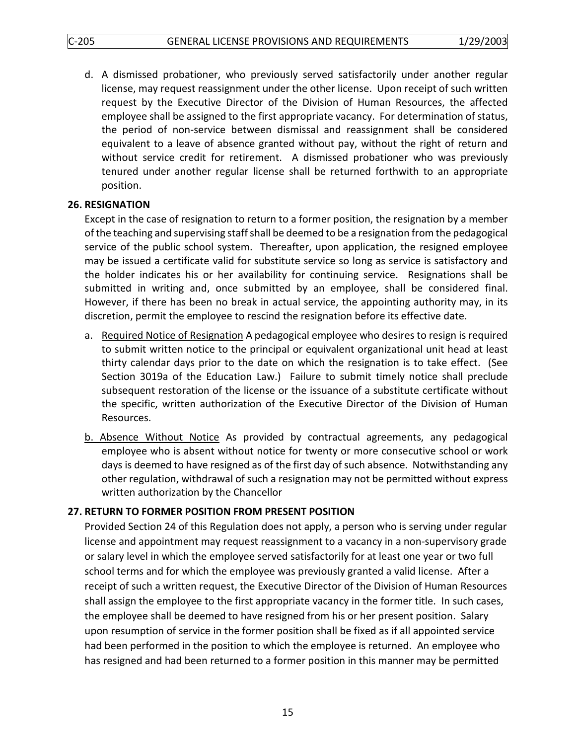d. A dismissed probationer, who previously served satisfactorily under another regular license, may request reassignment under the other license. Upon receipt of such written request by the Executive Director of the Division of Human Resources, the affected employee shall be assigned to the first appropriate vacancy. For determination of status, the period of non-service between dismissal and reassignment shall be considered equivalent to a leave of absence granted without pay, without the right of return and without service credit for retirement. A dismissed probationer who was previously tenured under another regular license shall be returned forthwith to an appropriate position.

**26. RESIGNATION**

Except in the case of resignation to return to a former position, the resignation by a member of the teaching and supervising staff shall be deemed to be a resignation from the pedagogical service of the public school system. Thereafter, upon application, the resigned employee may be issued a certificate valid for substitute service so long as service is satisfactory and the holder indicates his or her availability for continuing service. Resignations shall be submitted in writing and, once submitted by an employee, shall be considered final. However, if there has been no break in actual service, the appointing authority may, in its discretion, permit the employee to rescind the resignation before its effective date.

a. <u>Required Notice of Resignation</u> A pedagogical employee who desires to resign is required to submit written notice to the principal or equivalent organizational unit head at least thirty calendar days prior to the date on which the resignation is to take effect. (See Section 3019a of the Education Law.) Failure to submit timely notice shall preclude subsequent restoration of the license or the issuance of a substitute certificate without the specific, written authorization of the Executive Director of the Division of Human Resources.

b. <u>Absence Without Notice</u> As provided by contractual agreements, any pedagogical employee who is absent without notice for twenty or more consecutive school or work days is deemed to have resigned as of the first day of such absence. Notwithstanding any other regulation, withdrawal of such a resignation may not be permitted without express written authorization by the Chancellor

**27. RETURN TO FORMER POSITION FROM PRESENT POSITION**

Provided Section 24 of this Regulation does not apply, a person who is serving under regular license and appointment may request reassignment to a vacancy in a non-supervisory grade or salary level in which the employee served satisfactorily for at least one year or two full school terms and for which the employee was previously granted a valid license. After a receipt of such a written request, the Executive Director of the Division of Human Resources shall assign the employee to the first appropriate vacancy in the former title. In such cases, the employee shall be deemed to have resigned from his or her present position. Salary upon resumption of service in the former position shall be fixed as if all appointed service had been performed in the position to which the employee is returned. An employee who has resigned and had been returned to a former position in this manner may be permitted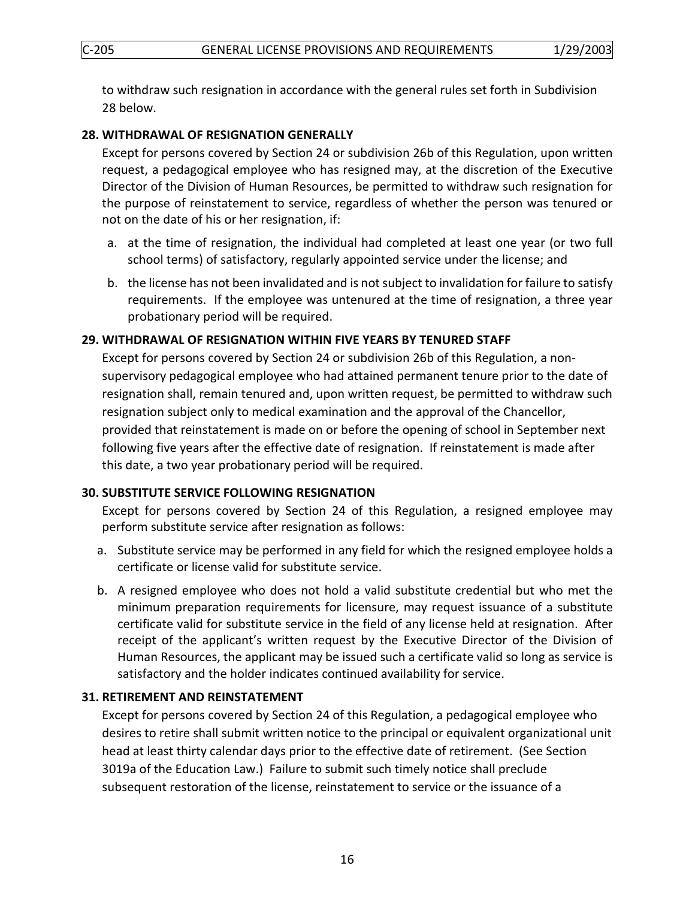to withdraw such resignation in accordance with the general rules set forth in Subdivision 28 below.

### 28. WITHDRAWAL OF RESIGNATION GENERALLY

Except for persons covered by Section 24 or subdivision 26b of this Regulation, upon written request, a pedagogical employee who has resigned may, at the discretion of the Executive Director of the Division of Human Resources, be permitted to withdraw such resignation for the purpose of reinstatement to service, regardless of whether the person was tenured or not on the date of his or her resignation, if:

a. at the time of resignation, the individual had completed at least one year (or two full school terms) of satisfactory, regularly appointed service under the license; and

b. the license has not been invalidated and is not subject to invalidation for failure to satisfy requirements. If the employee was untenured at the time of resignation, a three year probationary period will be required.

### 29. WITHDRAWAL OF RESIGNATION WITHIN FIVE YEARS BY TENURED STAFF

Except for persons covered by Section 24 or subdivision 26b of this Regulation, a non-supervisory pedagogical employee who had attained permanent tenure prior to the date of resignation shall, remain tenured and, upon written request, be permitted to withdraw such resignation subject only to medical examination and the approval of the Chancellor, provided that reinstatement is made on or before the opening of school in September next following five years after the effective date of resignation. If reinstatement is made after this date, a two year probationary period will be required.

### 30. SUBSTITUTE SERVICE FOLLOWING RESIGNATION

Except for persons covered by Section 24 of this Regulation, a resigned employee may perform substitute service after resignation as follows:

a. Substitute service may be performed in any field for which the resigned employee holds a certificate or license valid for substitute service.

b. A resigned employee who does not hold a valid substitute credential but who met the minimum preparation requirements for licensure, may request issuance of a substitute certificate valid for substitute service in the field of any license held at resignation. After receipt of the applicant's written request by the Executive Director of the Division of Human Resources, the applicant may be issued such a certificate valid so long as service is satisfactory and the holder indicates continued availability for service.

### 31. RETIREMENT AND REINSTATEMENT

Except for persons covered by Section 24 of this Regulation, a pedagogical employee who desires to retire shall submit written notice to the principal or equivalent organizational unit head at least thirty calendar days prior to the effective date of retirement. (See Section 3019a of the Education Law.) Failure to submit such timely notice shall preclude subsequent restoration of the license, reinstatement to service or the issuance of a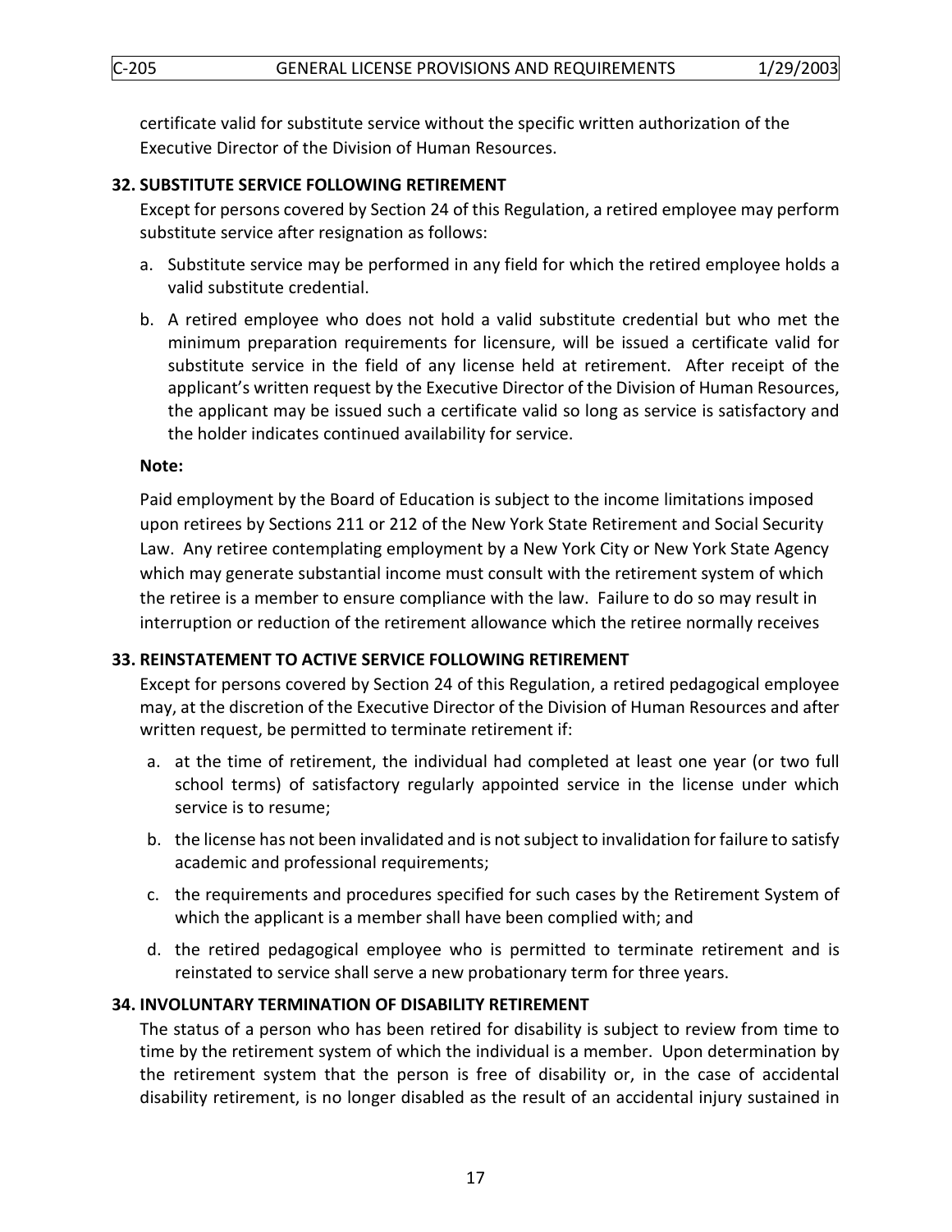certificate valid for substitute service without the specific written authorization of the Executive Director of the Division of Human Resources.

### 32. SUBSTITUTE SERVICE FOLLOWING RETIREMENT

Except for persons covered by Section 24 of this Regulation, a retired employee may perform substitute service after resignation as follows:

a. Substitute service may be performed in any field for which the retired employee holds a valid substitute credential.

b. A retired employee who does not hold a valid substitute credential but who met the minimum preparation requirements for licensure, will be issued a certificate valid for substitute service in the field of any license held at retirement. After receipt of the applicant's written request by the Executive Director of the Division of Human Resources, the applicant may be issued such a certificate valid so long as service is satisfactory and the holder indicates continued availability for service.

**Note:**

Paid employment by the Board of Education is subject to the income limitations imposed upon retirees by Sections 211 or 212 of the New York State Retirement and Social Security Law. Any retiree contemplating employment by a New York City or New York State Agency which may generate substantial income must consult with the retirement system of which the retiree is a member to ensure compliance with the law. Failure to do so may result in interruption or reduction of the retirement allowance which the retiree normally receives

### 33. REINSTATEMENT TO ACTIVE SERVICE FOLLOWING RETIREMENT

Except for persons covered by Section 24 of this Regulation, a retired pedagogical employee may, at the discretion of the Executive Director of the Division of Human Resources and after written request, be permitted to terminate retirement if:

a. at the time of retirement, the individual had completed at least one year (or two full school terms) of satisfactory regularly appointed service in the license under which service is to resume;

b. the license has not been invalidated and is not subject to invalidation for failure to satisfy academic and professional requirements;

c. the requirements and procedures specified for such cases by the Retirement System of which the applicant is a member shall have been complied with; and

d. the retired pedagogical employee who is permitted to terminate retirement and is reinstated to service shall serve a new probationary term for three years.

### 34. INVOLUNTARY TERMINATION OF DISABILITY RETIREMENT

The status of a person who has been retired for disability is subject to review from time to time by the retirement system of which the individual is a member. Upon determination by the retirement system that the person is free of disability or, in the case of accidental disability retirement, is no longer disabled as the result of an accidental injury sustained in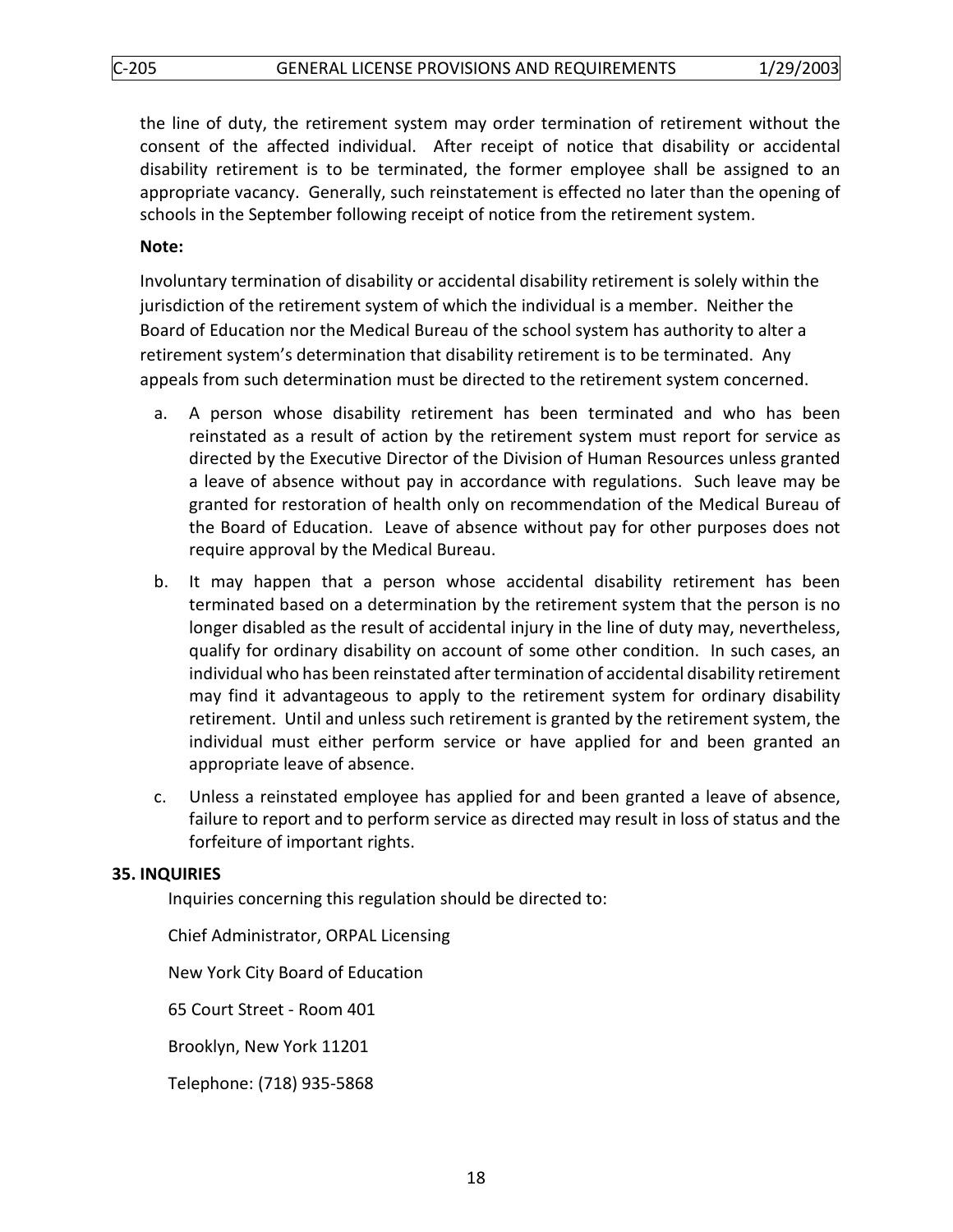the line of duty, the retirement system may order termination of retirement without the consent of the affected individual. After receipt of notice that disability or accidental disability retirement is to be terminated, the former employee shall be assigned to an appropriate vacancy. Generally, such reinstatement is effected no later than the opening of schools in the September following receipt of notice from the retirement system.

**Note:**

Involuntary termination of disability or accidental disability retirement is solely within the jurisdiction of the retirement system of which the individual is a member. Neither the Board of Education nor the Medical Bureau of the school system has authority to alter a retirement system's determination that disability retirement is to be terminated. Any appeals from such determination must be directed to the retirement system concerned.

a. A person whose disability retirement has been terminated and who has been reinstated as a result of action by the retirement system must report for service as directed by the Executive Director of the Division of Human Resources unless granted a leave of absence without pay in accordance with regulations. Such leave may be granted for restoration of health only on recommendation of the Medical Bureau of the Board of Education. Leave of absence without pay for other purposes does not require approval by the Medical Bureau.

b. It may happen that a person whose accidental disability retirement has been terminated based on a determination by the retirement system that the person is no longer disabled as the result of accidental injury in the line of duty may, nevertheless, qualify for ordinary disability on account of some other condition. In such cases, an individual who has been reinstated after termination of accidental disability retirement may find it advantageous to apply to the retirement system for ordinary disability retirement. Until and unless such retirement is granted by the retirement system, the individual must either perform service or have applied for and been granted an appropriate leave of absence.

c. Unless a reinstated employee has applied for and been granted a leave of absence, failure to report and to perform service as directed may result in loss of status and the forfeiture of important rights.

**35. INQUIRIES**

Inquiries concerning this regulation should be directed to:

Chief Administrator, ORPAL Licensing

New York City Board of Education

65 Court Street - Room 401

Brooklyn, New York 11201

Telephone: (718) 935-5868